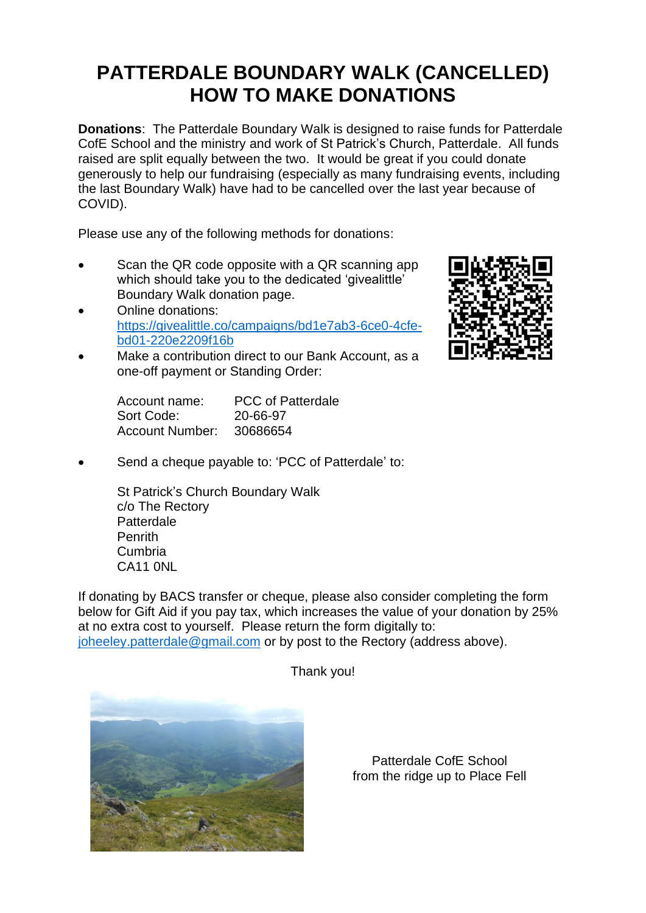# PATTERDALE BOUNDARY WALK (CANCELLED) HOW TO MAKE DONATIONS

**Donations**: The Patterdale Boundary Walk is designed to raise funds for Patterdale CofE School and the ministry and work of St Patrick's Church, Patterdale. All funds raised are split equally between the two. It would be great if you could donate generously to help our fundraising (especially as many fundraising events, including the last Boundary Walk) have had to be cancelled over the last year because of COVID).

Please use any of the following methods for donations:

- Scan the QR code opposite with a QR scanning app which should take you to the dedicated 'givealittle' Boundary Walk donation page.
- Online donations: https://givealittle.co/campaigns/bd1e7ab3-6ce0-4cfe-bd01-220e2209f16b
- Make a contribution direct to our Bank Account, as a one-off payment or Standing Order:

  Account name: PCC of Patterdale
  Sort Code: 20-66-97
  Account Number: 30686654

- Send a cheque payable to: 'PCC of Patterdale' to:

  St Patrick's Church Boundary Walk
  c/o The Rectory
  Patterdale
  Penrith
  Cumbria
  CA11 0NL

If donating by BACS transfer or cheque, please also consider completing the form below for Gift Aid if you pay tax, which increases the value of your donation by 25% at no extra cost to yourself. Please return the form digitally to: joheeley.patterdale@gmail.com or by post to the Rectory (address above).

Thank you!

Patterdale CofE School from the ridge up to Place Fell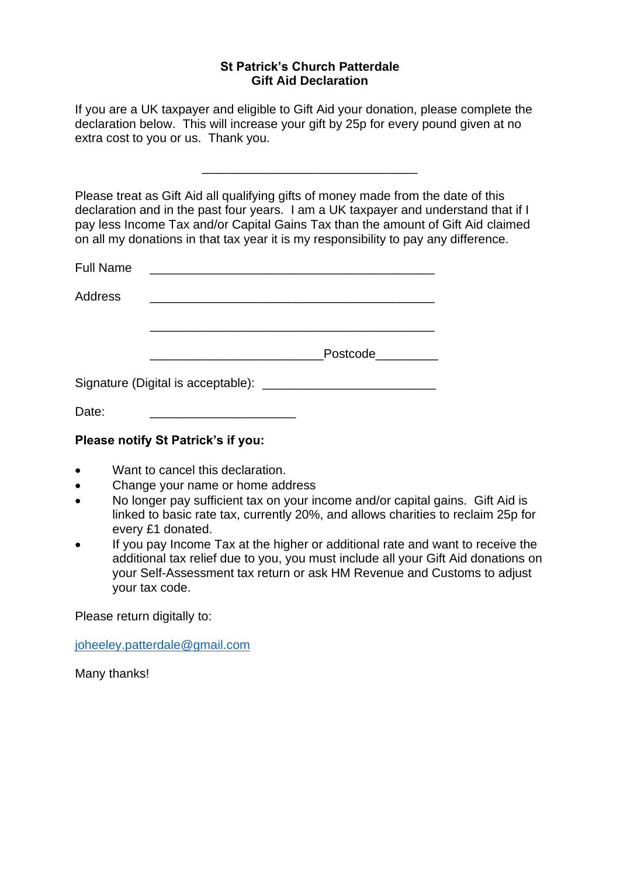**St Patrick's Church Patterdale**
**Gift Aid Declaration**

If you are a UK taxpayer and eligible to Gift Aid your donation, please complete the declaration below. This will increase your gift by 25p for every pound given at no extra cost to you or us. Thank you.

______________________________

Please treat as Gift Aid all qualifying gifts of money made from the date of this declaration and in the past four years. I am a UK taxpayer and understand that if I pay less Income Tax and/or Capital Gains Tax than the amount of Gift Aid claimed on all my donations in that tax year it is my responsibility to pay any difference.

Full Name ________________________________________

Address ________________________________________

________________________________________

________________________Postcode_________

Signature (Digital is acceptable): ________________________

Date: ____________________

**Please notify St Patrick's if you:**

- Want to cancel this declaration.
- Change your name or home address
- No longer pay sufficient tax on your income and/or capital gains. Gift Aid is linked to basic rate tax, currently 20%, and allows charities to reclaim 25p for every £1 donated.
- If you pay Income Tax at the higher or additional rate and want to receive the additional tax relief due to you, you must include all your Gift Aid donations on your Self-Assessment tax return or ask HM Revenue and Customs to adjust your tax code.

Please return digitally to:

johe﻿eley.patterdale@gmail.com

Many thanks!